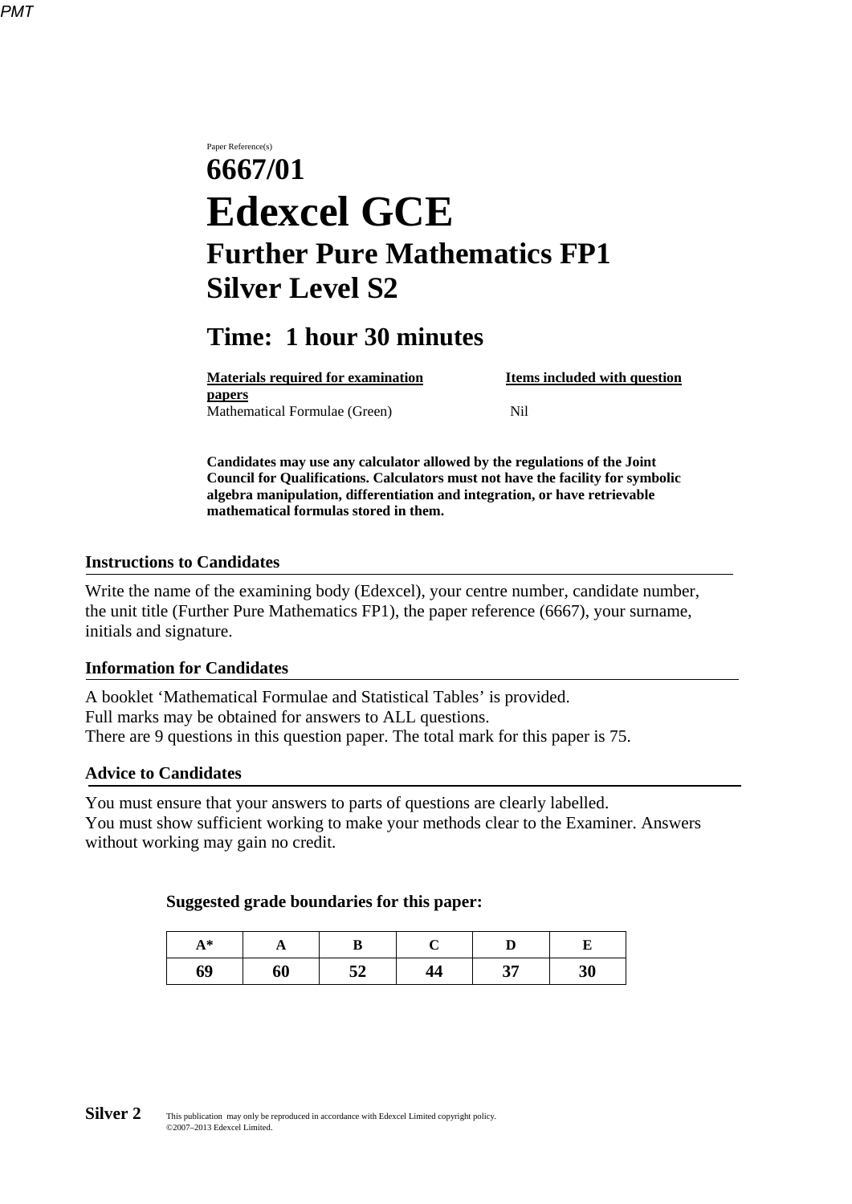Paper Reference(s)

# 6667/01

# Edexcel GCE

## Further Pure Mathematics FP1

## Silver Level S2

## Time: 1 hour 30 minutes

| Materials required for examination papers | Items included with question |
| --- | --- |
| Mathematical Formulae (Green) | Nil |

**Candidates may use any calculator allowed by the regulations of the Joint Council for Qualifications. Calculators must not have the facility for symbolic algebra manipulation, differentiation and integration, or have retrievable mathematical formulas stored in them.**

### Instructions to Candidates

Write the name of the examining body (Edexcel), your centre number, candidate number, the unit title (Further Pure Mathematics FP1), the paper reference (6667), your surname, initials and signature.

### Information for Candidates

A booklet 'Mathematical Formulae and Statistical Tables' is provided.
Full marks may be obtained for answers to ALL questions.
There are 9 questions in this question paper. The total mark for this paper is 75.

### Advice to Candidates

You must ensure that your answers to parts of questions are clearly labelled.
You must show sufficient working to make your methods clear to the Examiner. Answers without working may gain no credit.

**Suggested grade boundaries for this paper:**

| A* | A | B | C | D | E |
| --- | --- | --- | --- | --- | --- |
| 69 | 60 | 52 | 44 | 37 | 30 |

This publication may only be reproduced in accordance with Edexcel Limited copyright policy.
©2007–2013 Edexcel Limited.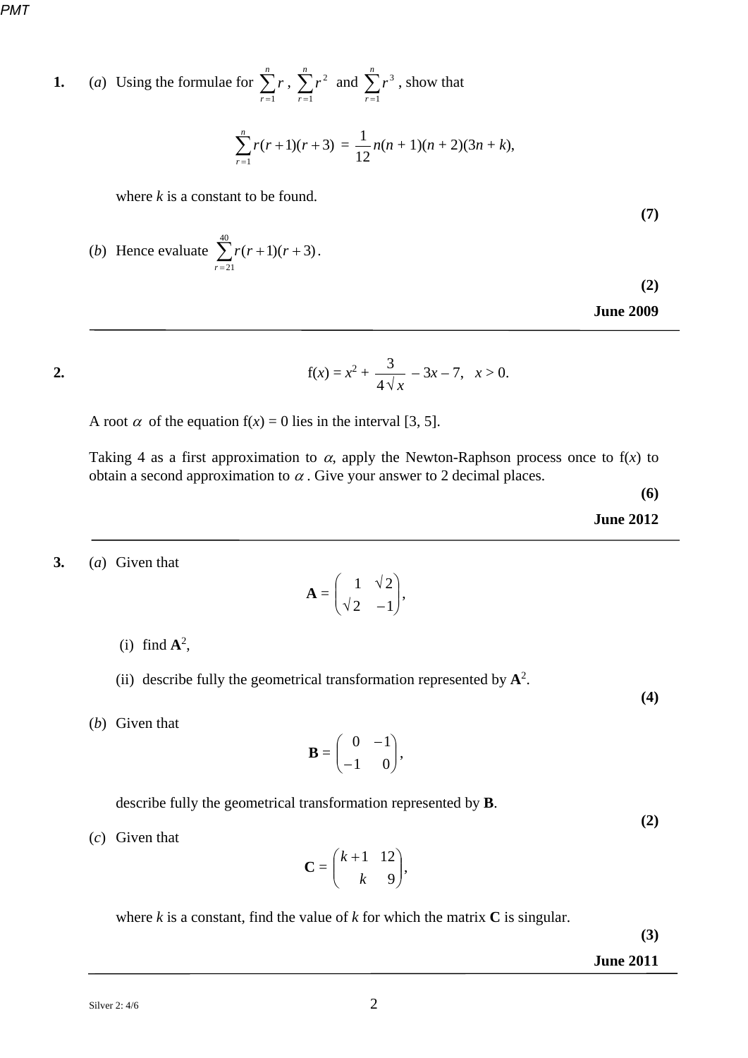**1.** (*a*) Using the formulae for $\sum_{r=1}^{n} r$, $\sum_{r=1}^{n} r^2$ and $\sum_{r=1}^{n} r^3$, show that

$$\sum_{r=1}^{n} r(r+1)(r+3) = \frac{1}{12}n(n+1)(n+2)(3n+k),$$

where $k$ is a constant to be found.

**(7)**

(*b*) Hence evaluate $\sum_{r=21}^{40} r(r+1)(r+3)$.

**(2)**

**June 2009**

---

**2.**

$$f(x) = x^2 + \frac{3}{4\sqrt{x}} - 3x - 7, \quad x > 0.$$

A root $\alpha$ of the equation $f(x) = 0$ lies in the interval [3, 5].

Taking 4 as a first approximation to $\alpha$, apply the Newton-Raphson process once to $f(x)$ to obtain a second approximation to $\alpha$. Give your answer to 2 decimal places.

**(6)**

**June 2012**

---

**3.** (*a*) Given that

$$\mathbf{A} = \begin{pmatrix} 1 & \sqrt{2} \\ \sqrt{2} & -1 \end{pmatrix},$$

(i) find $\mathbf{A}^2$,

(ii) describe fully the geometrical transformation represented by $\mathbf{A}^2$.

**(4)**

(*b*) Given that

$$\mathbf{B} = \begin{pmatrix} 0 & -1 \\ -1 & 0 \end{pmatrix},$$

describe fully the geometrical transformation represented by $\mathbf{B}$.

**(2)**

(*c*) Given that

$$\mathbf{C} = \begin{pmatrix} k+1 & 12 \\ k & 9 \end{pmatrix},$$

where $k$ is a constant, find the value of $k$ for which the matrix $\mathbf{C}$ is singular.

**(3)**

**June 2011**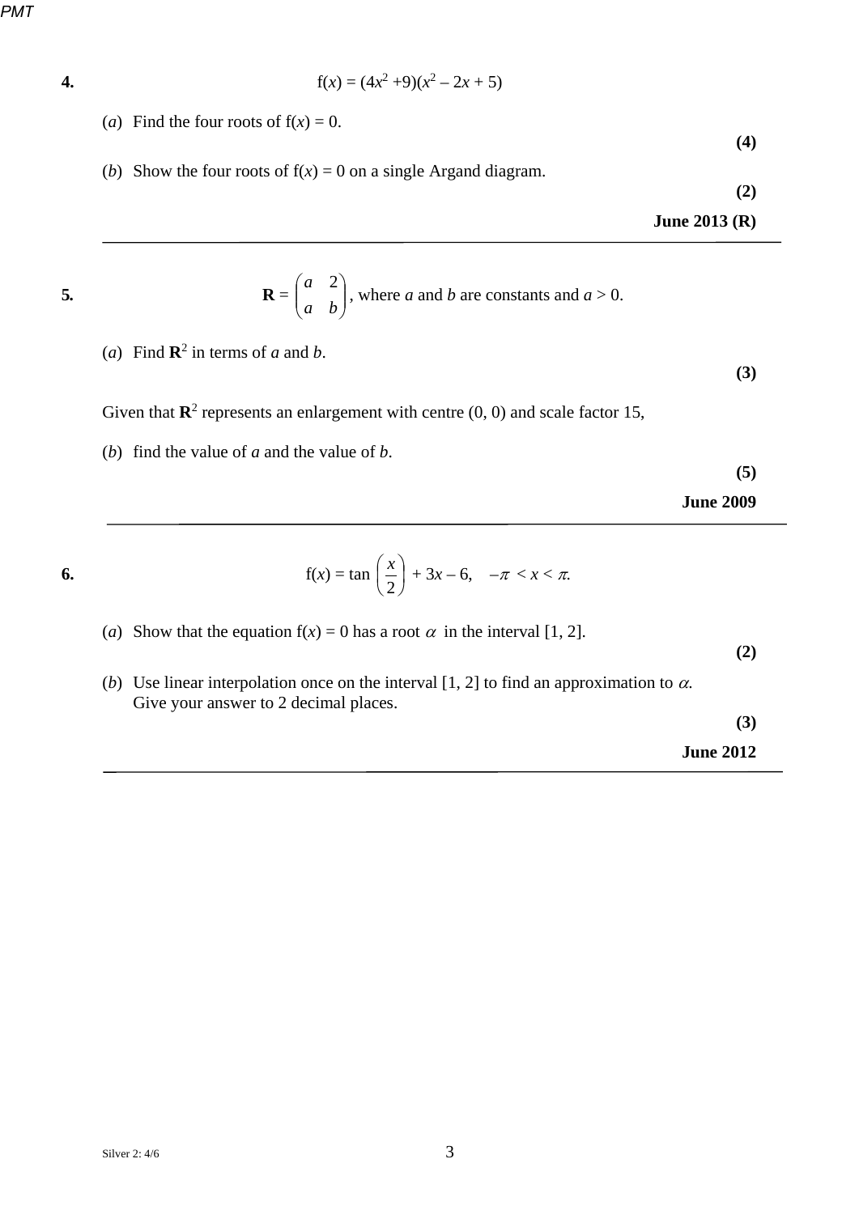**4.** $$f(x) = (4x^2 + 9)(x^2 - 2x + 5)$$

(*a*) Find the four roots of $f(x) = 0$.

**(4)**

(*b*) Show the four roots of $f(x) = 0$ on a single Argand diagram.

**(2)**

**June 2013 (R)**

---

**5.** $$\mathbf{R} = \begin{pmatrix} a & 2 \\ a & b \end{pmatrix}, \text{ where } a \text{ and } b \text{ are constants and } a > 0.$$

(*a*) Find $\mathbf{R}^2$ in terms of $a$ and $b$.

**(3)**

Given that $\mathbf{R}^2$ represents an enlargement with centre (0, 0) and scale factor 15,

(*b*) find the value of $a$ and the value of $b$.

**(5)**

**June 2009**

---

**6.** $$f(x) = \tan\left(\frac{x}{2}\right) + 3x - 6, \quad -\pi < x < \pi.$$

(*a*) Show that the equation $f(x) = 0$ has a root $\alpha$ in the interval [1, 2].

**(2)**

(*b*) Use linear interpolation once on the interval [1, 2] to find an approximation to $\alpha$. Give your answer to 2 decimal places.

**(3)**

**June 2012**

---

Silver 2: 4/6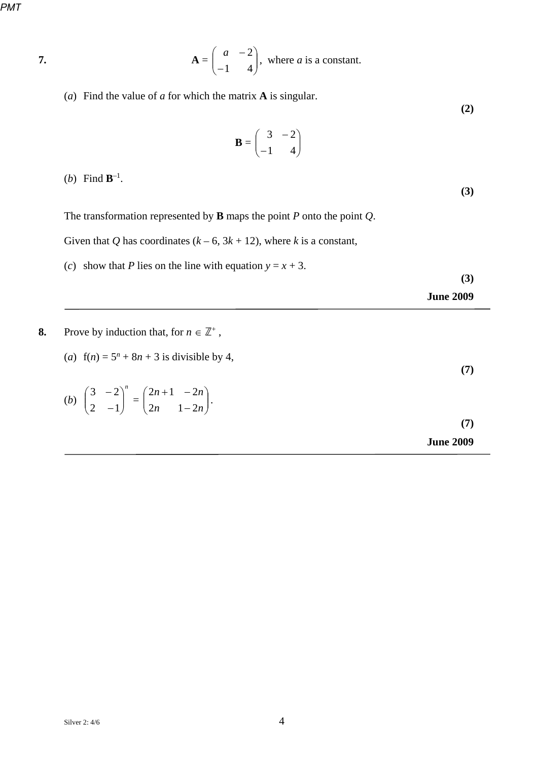**7.** $$\mathbf{A} = \begin{pmatrix} a & -2 \\ -1 & 4 \end{pmatrix}, \text{ where } a \text{ is a constant.}$$

(*a*) Find the value of $a$ for which the matrix **A** is singular.

**(2)**

$$\mathbf{B} = \begin{pmatrix} 3 & -2 \\ -1 & 4 \end{pmatrix}$$

(*b*) Find $\mathbf{B}^{-1}$.

**(3)**

The transformation represented by **B** maps the point $P$ onto the point $Q$.

Given that $Q$ has coordinates $(k - 6, 3k + 12)$, where $k$ is a constant,

(*c*) show that $P$ lies on the line with equation $y = x + 3$.

**(3)**

**June 2009**

---

**8.** Prove by induction that, for $n \in \mathbb{Z}^+$,

(*a*) $f(n) = 5^n + 8n + 3$ is divisible by 4,

**(7)**

(*b*) $\begin{pmatrix} 3 & -2 \\ 2 & -1 \end{pmatrix}^n = \begin{pmatrix} 2n+1 & -2n \\ 2n & 1-2n \end{pmatrix}$.

**(7)**

**June 2009**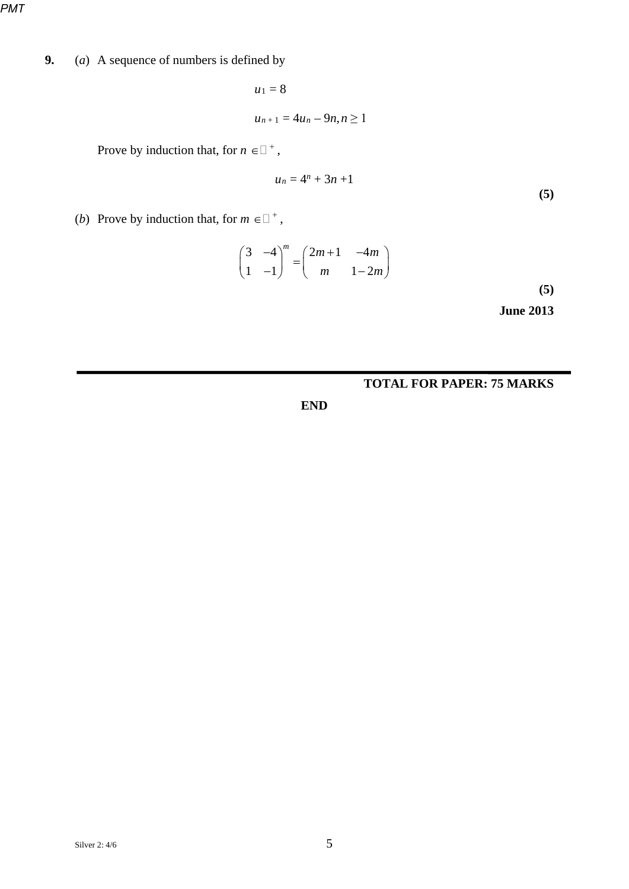**9.** (*a*) A sequence of numbers is defined by

$$u_1 = 8$$

$$u_{n+1} = 4u_n - 9n, n \geq 1$$

Prove by induction that, for $n \in \mathbb{Z}^+$,

$$u_n = 4^n + 3n + 1$$

**(5)**

(*b*) Prove by induction that, for $m \in \mathbb{Z}^+$,

$$\begin{pmatrix} 3 & -4 \\ 1 & -1 \end{pmatrix}^m = \begin{pmatrix} 2m+1 & -4m \\ m & 1-2m \end{pmatrix}$$

**(5)**

**June 2013**

---

**TOTAL FOR PAPER: 75 MARKS**

**END**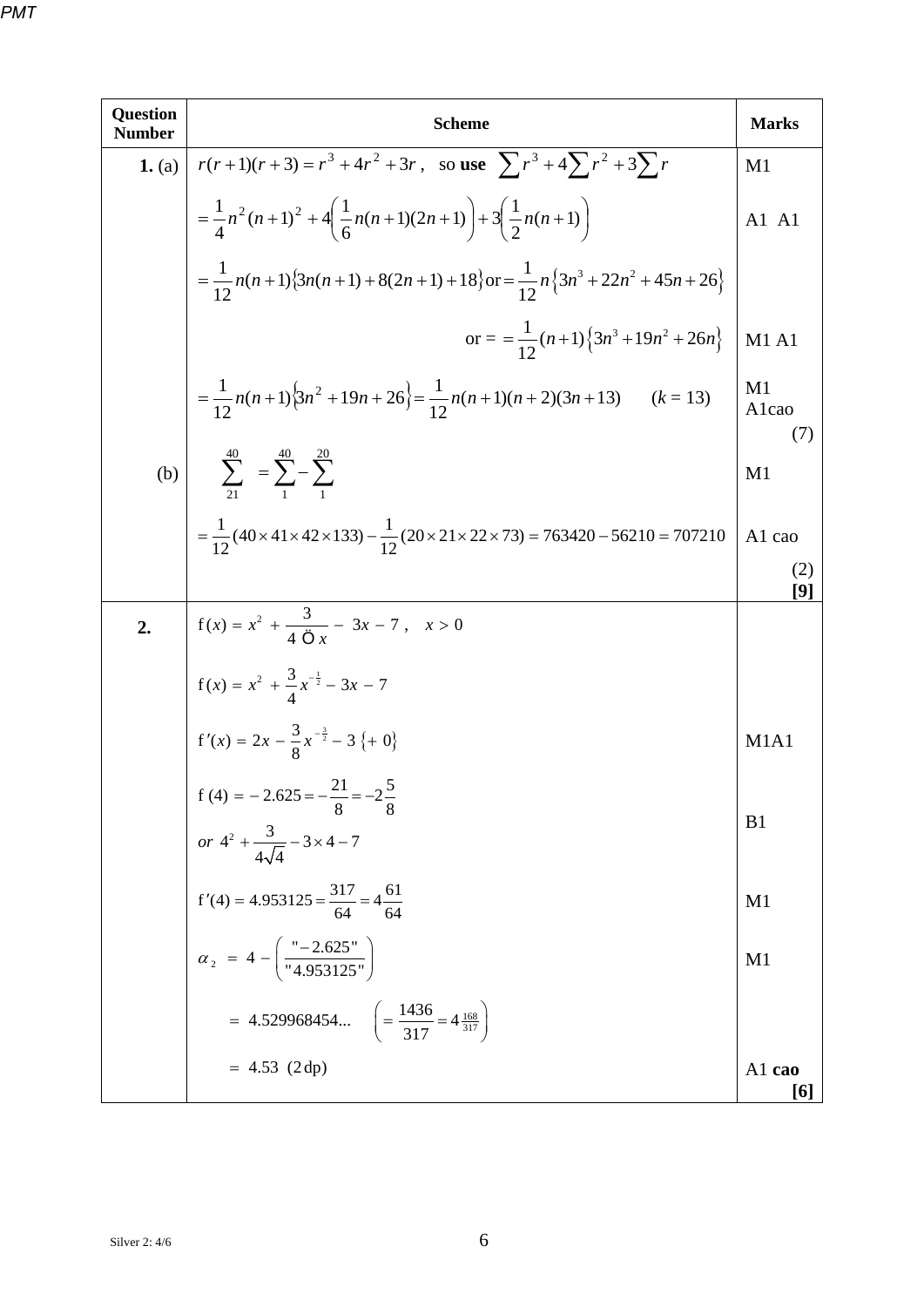| Question Number | Scheme | Marks |
|---|---|---|
| **1.** (a) | $r(r+1)(r+3) = r^3 + 4r^2 + 3r$, so **use** $\sum r^3 + 4\sum r^2 + 3\sum r$ | M1 |
| | $= \frac{1}{4}n^2(n+1)^2 + 4\left(\frac{1}{6}n(n+1)(2n+1)\right) + 3\left(\frac{1}{2}n(n+1)\right)$ | A1 A1 |
| | $= \frac{1}{12}n(n+1)\{3n(n+1) + 8(2n+1) + 18\}$ or $= \frac{1}{12}n\{3n^3 + 22n^2 + 45n + 26\}$ | |
| | or $= \frac{1}{12}(n+1)\{3n^3 + 19n^2 + 26n\}$ | M1 A1 |
| | $= \frac{1}{12}n(n+1)\{3n^2 + 19n + 26\} = \frac{1}{12}n(n+1)(n+2)(3n+13)$ $(k = 13)$ | M1 A1cao (7) |
| (b) | $\sum_{21}^{40} = \sum_{1}^{40} - \sum_{1}^{20}$ | M1 |
| | $= \frac{1}{12}(40 \times 41 \times 42 \times 133) - \frac{1}{12}(20 \times 21 \times 22 \times 73) = 763420 - 56210 = 707210$ | A1 cao (2) **[9]** |
| **2.** | $f(x) = x^2 + \frac{3}{4\sqrt{x}} - 3x - 7$, $x > 0$ | |
| | $f(x) = x^2 + \frac{3}{4}x^{-\frac{1}{2}} - 3x - 7$ | |
| | $f'(x) = 2x - \frac{3}{8}x^{-\frac{3}{2}} - 3 \{+0\}$ | M1A1 |
| | $f(4) = -2.625 = -\frac{21}{8} = -2\frac{5}{8}$ *or* $4^2 + \frac{3}{4\sqrt{4}} - 3 \times 4 - 7$ | B1 |
| | $f'(4) = 4.953125 = \frac{317}{64} = 4\frac{61}{64}$ | M1 |
| | $\alpha_2 = 4 - \left(\frac{\text{"}-2.625\text{"}}{\text{"}4.953125\text{"}}\right)$ | M1 |
| | $= 4.529968454...$ $\left(= \frac{1436}{317} = 4\frac{168}{317}\right)$ | |
| | $= 4.53$ (2 dp) | A1 **cao** **[6]** |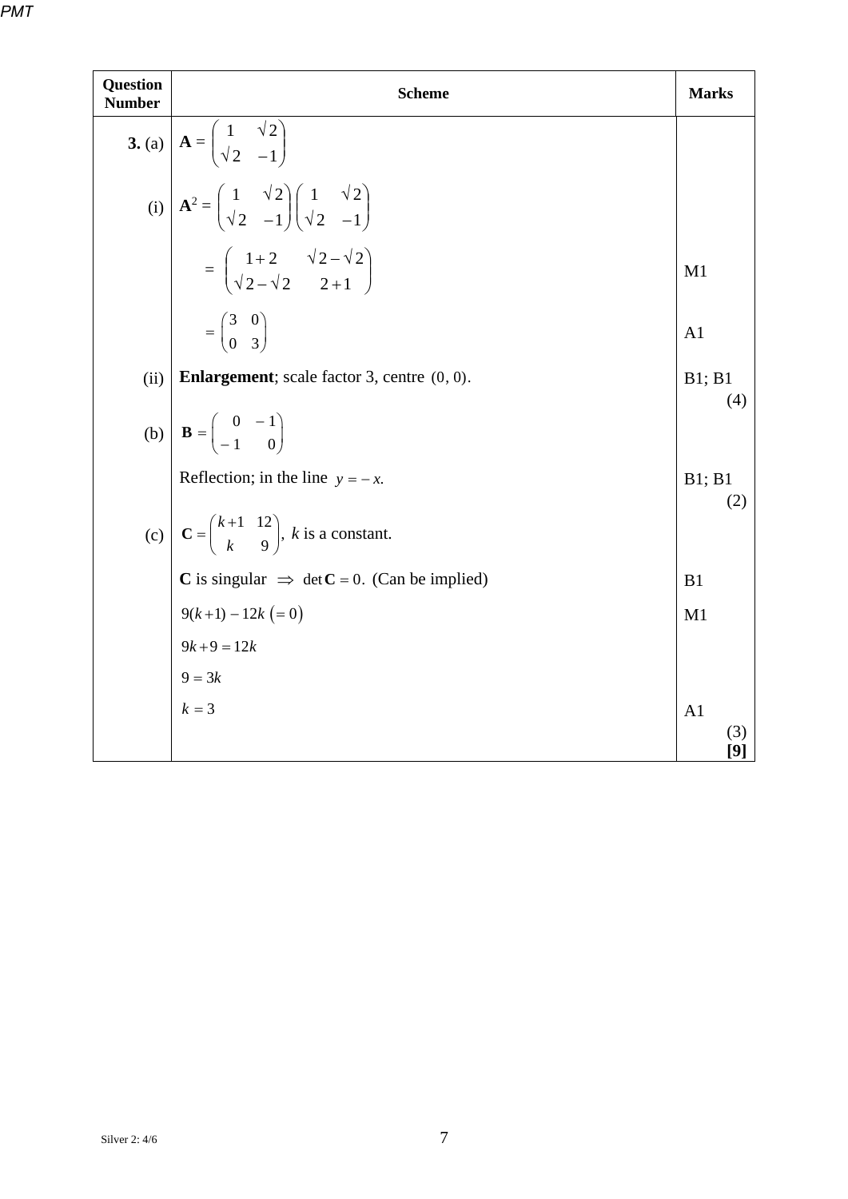| Question Number | Scheme | Marks |
|---|---|---|
| **3.** (a) | $\mathbf{A} = \begin{pmatrix} 1 & \sqrt{2} \\ \sqrt{2} & -1 \end{pmatrix}$ | |
| (i) | $\mathbf{A}^2 = \begin{pmatrix} 1 & \sqrt{2} \\ \sqrt{2} & -1 \end{pmatrix}\begin{pmatrix} 1 & \sqrt{2} \\ \sqrt{2} & -1 \end{pmatrix}$ | |
| | $= \begin{pmatrix} 1+2 & \sqrt{2}-\sqrt{2} \\ \sqrt{2}-\sqrt{2} & 2+1 \end{pmatrix}$ | M1 |
| | $= \begin{pmatrix} 3 & 0 \\ 0 & 3 \end{pmatrix}$ | A1 |
| (ii) | **Enlargement**; scale factor 3, centre $(0, 0)$. | B1; B1 (4) |
| (b) | $\mathbf{B} = \begin{pmatrix} 0 & -1 \\ -1 & 0 \end{pmatrix}$ | |
| | Reflection; in the line $y = -x$. | B1; B1 (2) |
| (c) | $\mathbf{C} = \begin{pmatrix} k+1 & 12 \\ k & 9 \end{pmatrix}$, $k$ is a constant. | |
| | **C** is singular $\Rightarrow$ $\det \mathbf{C} = 0$. (Can be implied) | B1 |
| | $9(k+1) - 12k \; (= 0)$ | M1 |
| | $9k + 9 = 12k$ | |
| | $9 = 3k$ | |
| | $k = 3$ | A1 (3) **[9]** |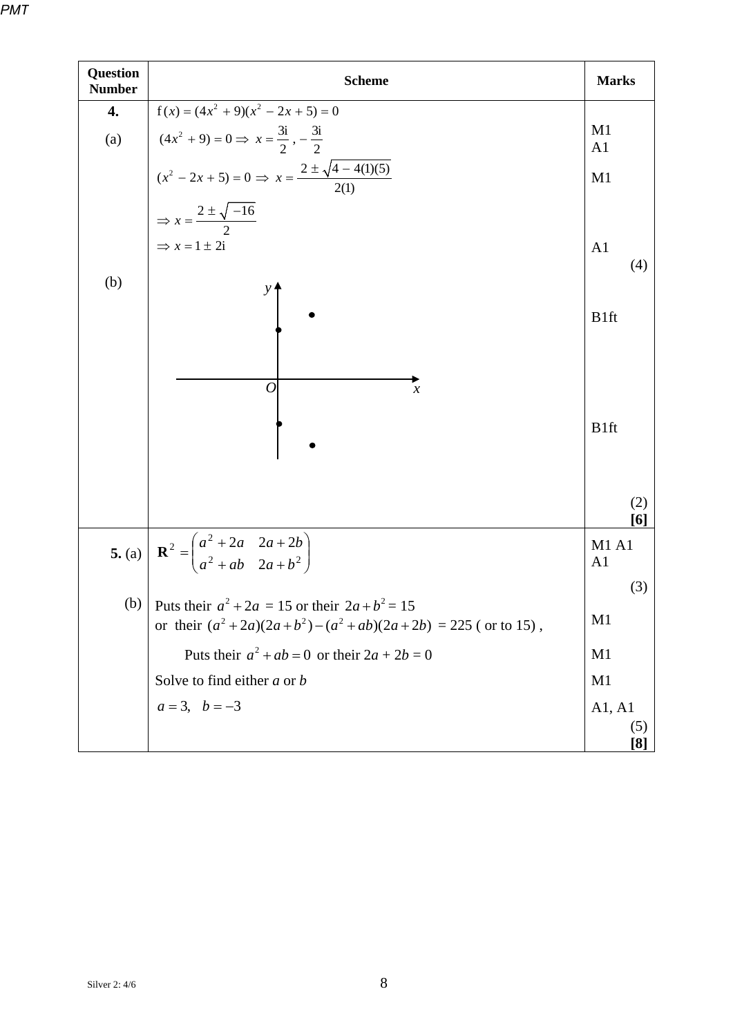| Question Number | Scheme | Marks |
|---|---|---|
| **4.** | $\text{f}(x) = (4x^2 + 9)(x^2 - 2x + 5) = 0$ | |
| (a) | $(4x^2 + 9) = 0 \Rightarrow x = \dfrac{3\text{i}}{2}, -\dfrac{3\text{i}}{2}$ | M1 A1 |
| | $(x^2 - 2x + 5) = 0 \Rightarrow x = \dfrac{2 \pm \sqrt{4 - 4(1)(5)}}{2(1)}$ | M1 |
| | $\Rightarrow x = \dfrac{2 \pm \sqrt{-16}}{2}$ | |
| | $\Rightarrow x = 1 \pm 2\text{i}$ | A1 (4) |
| (b) | [Argand diagram with axes $x$, $y$ and origin $O$, showing four points: two on the positive and negative imaginary axis, and two to the right of the imaginary axis, one above and one below the real axis] | B1ft |
| | | B1ft |
| | | (2) **[6]** |
| **5.** (a) | $\mathbf{R}^2 = \begin{pmatrix} a^2 + 2a & 2a + 2b \\ a^2 + ab & 2a + b^2 \end{pmatrix}$ | M1 A1 A1 |
| | | (3) |
| (b) | Puts their $a^2 + 2a = 15$ or their $2a + b^2 = 15$ or their $(a^2 + 2a)(2a + b^2) - (a^2 + ab)(2a + 2b) = 225$ ( or to 15) , | M1 |
| | Puts their $a^2 + ab = 0$ or their $2a + 2b = 0$ | M1 |
| | Solve to find either $a$ or $b$ | M1 |
| | $a = 3, \quad b = -3$ | A1, A1 |
| | | (5) **[8]** |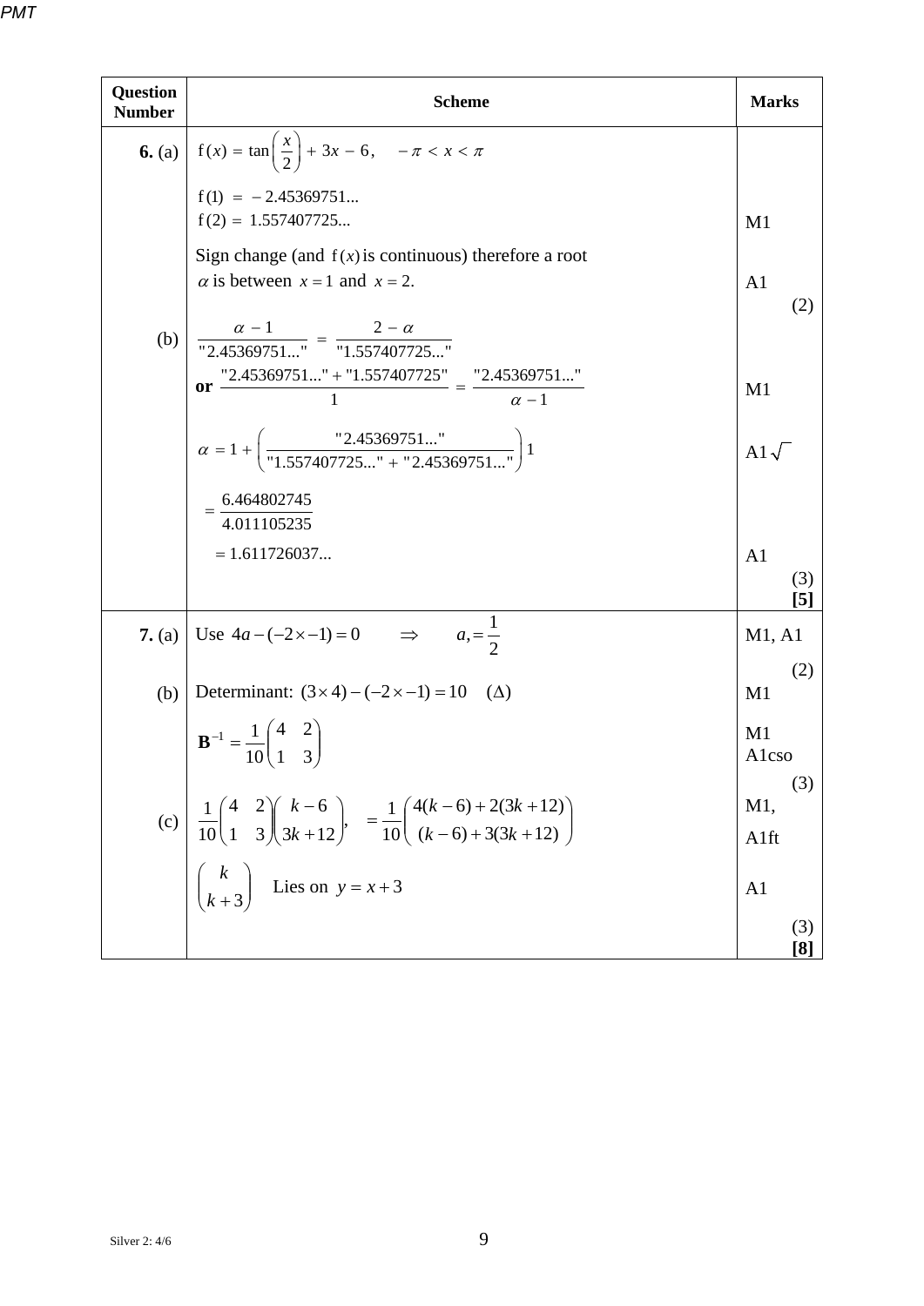| Question Number | Scheme | Marks |
|---|---|---|
| **6.** (a) | $\mathrm{f}(x) = \tan\left(\frac{x}{2}\right) + 3x - 6, \quad -\pi < x < \pi$ | |
| | $\mathrm{f}(1) = -2.45369751...$ <br> $\mathrm{f}(2) = 1.557407725...$ | M1 |
| | Sign change (and $\mathrm{f}(x)$ is continuous) therefore a root $\alpha$ is between $x = 1$ and $x = 2$. | A1 <br> (2) |
| (b) | $\frac{\alpha - 1}{\text{"}2.45369751...\text{"}} = \frac{2 - \alpha}{\text{"}1.557407725...\text{"}}$ <br> **or** $\frac{\text{"}2.45369751...\text{"} + \text{"}1.557407725\text{"}}{1} = \frac{\text{"}2.45369751...\text{"}}{\alpha - 1}$ | M1 |
| | $\alpha = 1 + \left(\frac{\text{"}2.45369751...\text{"}}{\text{"}1.557407725...\text{"} + \text{"}2.45369751...\text{"}}\right)1$ | A1$\sqrt{\ }$ |
| | $= \frac{6.464802745}{4.011105235}$ | |
| | $= 1.611726037...$ | A1 <br> (3) <br> **[5]** |
| **7.** (a) | Use $4a - (-2 \times -1) = 0 \quad \Rightarrow \quad a, = \frac{1}{2}$ | M1, A1 <br> (2) |
| (b) | Determinant: $(3 \times 4) - (-2 \times -1) = 10 \quad (\Delta)$ | M1 |
| | $\mathbf{B}^{-1} = \frac{1}{10}\begin{pmatrix} 4 & 2 \\ 1 & 3 \end{pmatrix}$ | M1 <br> A1cso <br> (3) |
| (c) | $\frac{1}{10}\begin{pmatrix} 4 & 2 \\ 1 & 3 \end{pmatrix}\begin{pmatrix} k - 6 \\ 3k + 12 \end{pmatrix}, \quad = \frac{1}{10}\begin{pmatrix} 4(k-6) + 2(3k+12) \\ (k-6) + 3(3k+12) \end{pmatrix}$ | M1, <br> A1ft |
| | $\begin{pmatrix} k \\ k + 3 \end{pmatrix}$ Lies on $y = x + 3$ | A1 <br> (3) <br> **[8]** |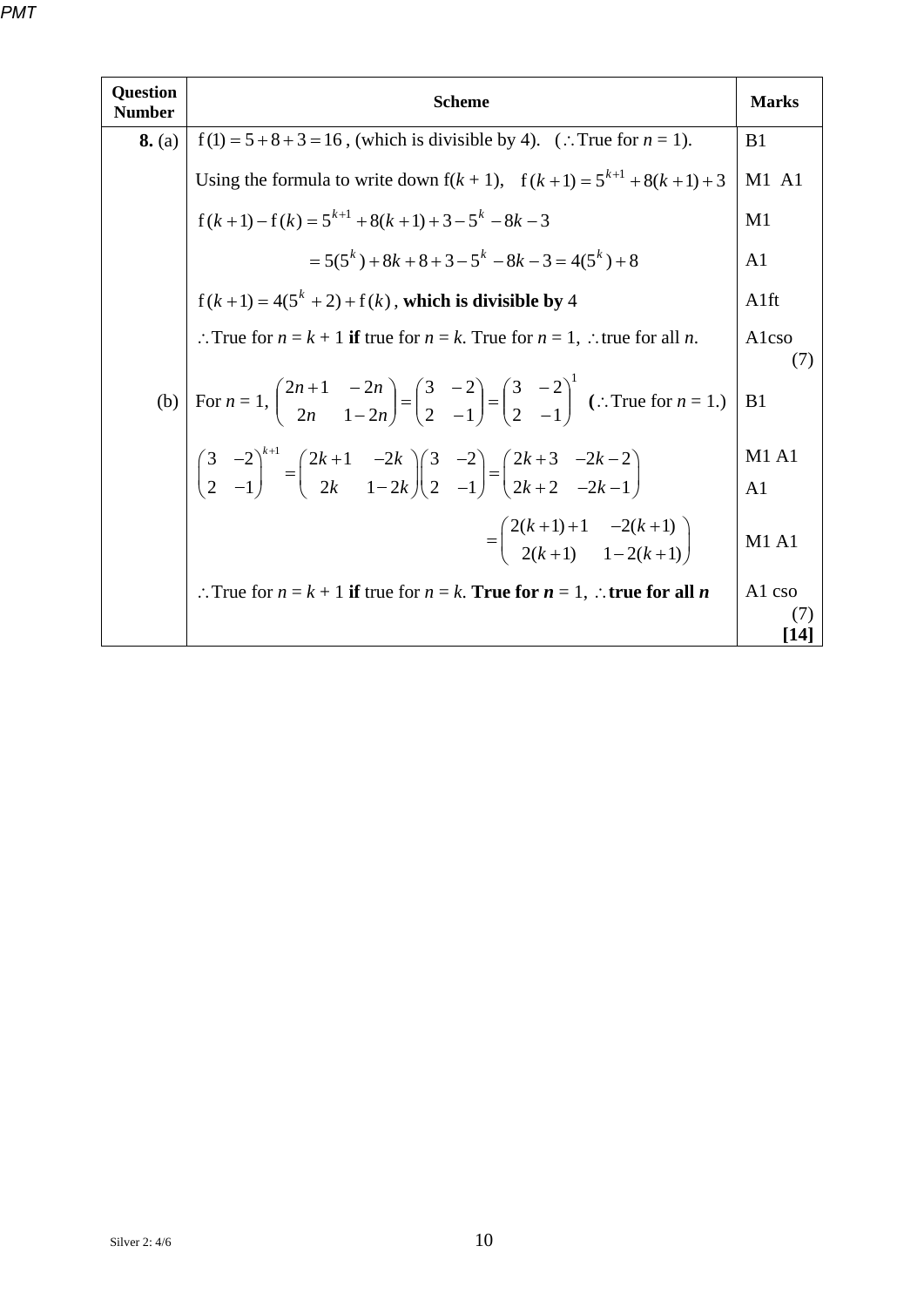| Question Number | Scheme | Marks |
| --- | --- | --- |
| **8.** (a) | $f(1) = 5 + 8 + 3 = 16$ , (which is divisible by 4). ($\therefore$ True for $n$ = 1). | B1 |
| | Using the formula to write down f($k$ + 1), $f(k+1) = 5^{k+1} + 8(k+1) + 3$ | M1 A1 |
| | $f(k+1) - f(k) = 5^{k+1} + 8(k+1) + 3 - 5^k - 8k - 3$ | M1 |
| | $= 5(5^k) + 8k + 8 + 3 - 5^k - 8k - 3 = 4(5^k) + 8$ | A1 |
| | $f(k+1) = 4(5^k + 2) + f(k)$ , **which is divisible by** 4 | A1ft |
| | $\therefore$ True for $n = k + 1$ **if** true for $n = k$. True for $n$ = 1, $\therefore$ true for all $n$. | A1cso (7) |
| (b) | For $n$ = 1, $\begin{pmatrix} 2n+1 & -2n \\ 2n & 1-2n \end{pmatrix} = \begin{pmatrix} 3 & -2 \\ 2 & -1 \end{pmatrix} = \begin{pmatrix} 3 & -2 \\ 2 & -1 \end{pmatrix}^1$ (**$\therefore$** True for $n$ = 1.) | B1 |
| | $\begin{pmatrix} 3 & -2 \\ 2 & -1 \end{pmatrix}^{k+1} = \begin{pmatrix} 2k+1 & -2k \\ 2k & 1-2k \end{pmatrix}\begin{pmatrix} 3 & -2 \\ 2 & -1 \end{pmatrix} = \begin{pmatrix} 2k+3 & -2k-2 \\ 2k+2 & -2k-1 \end{pmatrix}$ | M1 A1 A1 |
| | $= \begin{pmatrix} 2(k+1)+1 & -2(k+1) \\ 2(k+1) & 1-2(k+1) \end{pmatrix}$ | M1 A1 |
| | $\therefore$ True for $n = k + 1$ **if** true for $n = k$. **True for $n$ = 1**, $\therefore$ **true for all $n$** | A1 cso (7) **[14]** |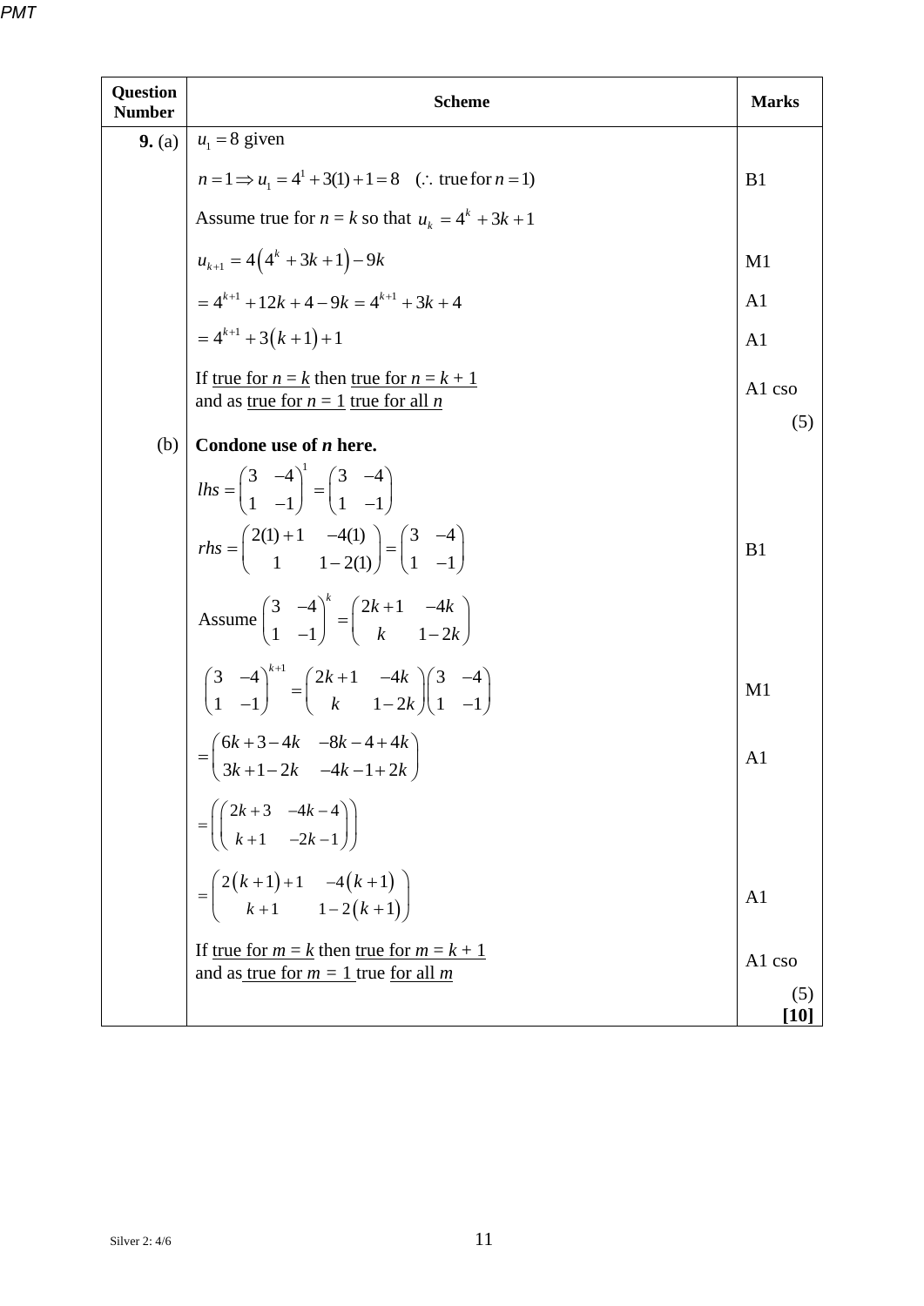| Question Number | Scheme | Marks |
|---|---|---|
| **9.** (a) | $u_1 = 8$ given | |
| | $n = 1 \Rightarrow u_1 = 4^1 + 3(1) + 1 = 8 \quad (\therefore \text{ true for } n = 1)$ | B1 |
| | Assume true for $n = k$ so that $u_k = 4^k + 3k + 1$ | |
| | $u_{k+1} = 4\left(4^k + 3k + 1\right) - 9k$ | M1 |
| | $= 4^{k+1} + 12k + 4 - 9k = 4^{k+1} + 3k + 4$ | A1 |
| | $= 4^{k+1} + 3\left(k+1\right) + 1$ | A1 |
| | If true for $n = k$ then true for $n = k + 1$ and as true for $n = 1$ true for all $n$ | A1 cso |
| | | (5) |
| (b) | **Condone use of $n$ here.** | |
| | $lhs = \begin{pmatrix} 3 & -4 \\ 1 & -1 \end{pmatrix}^1 = \begin{pmatrix} 3 & -4 \\ 1 & -1 \end{pmatrix}$ | |
| | $rhs = \begin{pmatrix} 2(1)+1 & -4(1) \\ 1 & 1-2(1) \end{pmatrix} = \begin{pmatrix} 3 & -4 \\ 1 & -1 \end{pmatrix}$ | B1 |
| | Assume $\begin{pmatrix} 3 & -4 \\ 1 & -1 \end{pmatrix}^k = \begin{pmatrix} 2k+1 & -4k \\ k & 1-2k \end{pmatrix}$ | |
| | $\begin{pmatrix} 3 & -4 \\ 1 & -1 \end{pmatrix}^{k+1} = \begin{pmatrix} 2k+1 & -4k \\ k & 1-2k \end{pmatrix}\begin{pmatrix} 3 & -4 \\ 1 & -1 \end{pmatrix}$ | M1 |
| | $= \begin{pmatrix} 6k+3-4k & -8k-4+4k \\ 3k+1-2k & -4k-1+2k \end{pmatrix}$ | A1 |
| | $= \left(\begin{pmatrix} 2k+3 & -4k-4 \\ k+1 & -2k-1 \end{pmatrix}\right)$ | |
| | $= \begin{pmatrix} 2\left(k+1\right)+1 & -4\left(k+1\right) \\ k+1 & 1-2\left(k+1\right) \end{pmatrix}$ | A1 |
| | If true for $m = k$ then true for $m = k + 1$ and as true for $m = 1$ true for all $m$ | A1 cso |
| | | (5) **[10]** |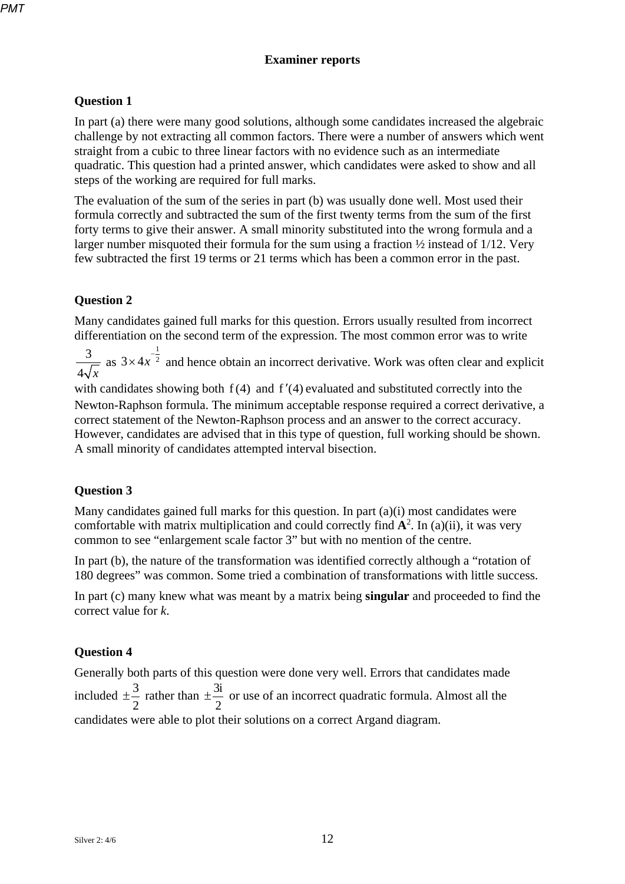## Examiner reports

### Question 1

In part (a) there were many good solutions, although some candidates increased the algebraic challenge by not extracting all common factors. There were a number of answers which went straight from a cubic to three linear factors with no evidence such as an intermediate quadratic. This question had a printed answer, which candidates were asked to show and all steps of the working are required for full marks.

The evaluation of the sum of the series in part (b) was usually done well. Most used their formula correctly and subtracted the sum of the first twenty terms from the sum of the first forty terms to give their answer. A small minority substituted into the wrong formula and a larger number misquoted their formula for the sum using a fraction ½ instead of 1/12. Very few subtracted the first 19 terms or 21 terms which has been a common error in the past.

### Question 2

Many candidates gained full marks for this question. Errors usually resulted from incorrect differentiation on the second term of the expression. The most common error was to write $\frac{3}{4\sqrt{x}}$ as $3 \times 4x^{-\frac{1}{2}}$ and hence obtain an incorrect derivative. Work was often clear and explicit with candidates showing both $\text{f}(4)$ and $\text{f}'(4)$ evaluated and substituted correctly into the Newton-Raphson formula. The minimum acceptable response required a correct derivative, a correct statement of the Newton-Raphson process and an answer to the correct accuracy. However, candidates are advised that in this type of question, full working should be shown. A small minority of candidates attempted interval bisection.

### Question 3

Many candidates gained full marks for this question. In part (a)(i) most candidates were comfortable with matrix multiplication and could correctly find $\mathbf{A}^2$. In (a)(ii), it was very common to see "enlargement scale factor 3" but with no mention of the centre.

In part (b), the nature of the transformation was identified correctly although a "rotation of 180 degrees" was common. Some tried a combination of transformations with little success.

In part (c) many knew what was meant by a matrix being **singular** and proceeded to find the correct value for *k*.

### Question 4

Generally both parts of this question were done very well. Errors that candidates made included $\pm\frac{3}{2}$ rather than $\pm\frac{3\text{i}}{2}$ or use of an incorrect quadratic formula. Almost all the candidates were able to plot their solutions on a correct Argand diagram.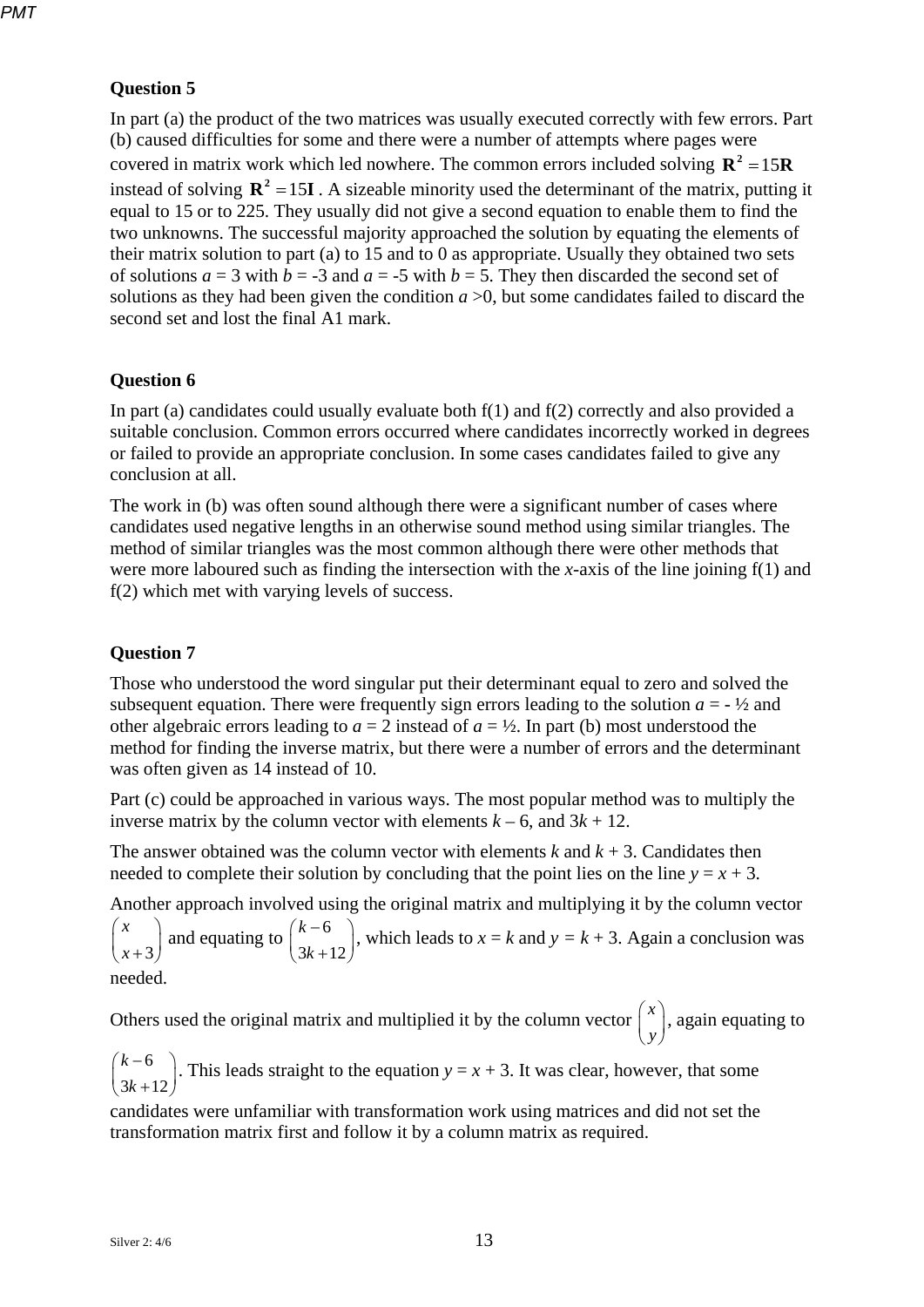### Question 5

In part (a) the product of the two matrices was usually executed correctly with few errors. Part (b) caused difficulties for some and there were a number of attempts where pages were covered in matrix work which led nowhere. The common errors included solving $\mathbf{R}^2 = 15\mathbf{R}$ instead of solving $\mathbf{R}^2 = 15\mathbf{I}$ . A sizeable minority used the determinant of the matrix, putting it equal to 15 or to 225. They usually did not give a second equation to enable them to find the two unknowns. The successful majority approached the solution by equating the elements of their matrix solution to part (a) to 15 and to 0 as appropriate. Usually they obtained two sets of solutions $a = 3$ with $b = -3$ and $a = -5$ with $b = 5$. They then discarded the second set of solutions as they had been given the condition $a > 0$, but some candidates failed to discard the second set and lost the final A1 mark.

### Question 6

In part (a) candidates could usually evaluate both f(1) and f(2) correctly and also provided a suitable conclusion. Common errors occurred where candidates incorrectly worked in degrees or failed to provide an appropriate conclusion. In some cases candidates failed to give any conclusion at all.

The work in (b) was often sound although there were a significant number of cases where candidates used negative lengths in an otherwise sound method using similar triangles. The method of similar triangles was the most common although there were other methods that were more laboured such as finding the intersection with the *x*-axis of the line joining f(1) and f(2) which met with varying levels of success.

### Question 7

Those who understood the word singular put their determinant equal to zero and solved the subsequent equation. There were frequently sign errors leading to the solution $a = -\frac{1}{2}$ and other algebraic errors leading to $a = 2$ instead of $a = \frac{1}{2}$. In part (b) most understood the method for finding the inverse matrix, but there were a number of errors and the determinant was often given as 14 instead of 10.

Part (c) could be approached in various ways. The most popular method was to multiply the inverse matrix by the column vector with elements $k - 6$, and $3k + 12$.

The answer obtained was the column vector with elements $k$ and $k + 3$. Candidates then needed to complete their solution by concluding that the point lies on the line $y = x + 3$.

Another approach involved using the original matrix and multiplying it by the column vector $\begin{pmatrix} x \\ x+3 \end{pmatrix}$ and equating to $\begin{pmatrix} k-6 \\ 3k+12 \end{pmatrix}$, which leads to $x = k$ and $y = k + 3$. Again a conclusion was needed.

Others used the original matrix and multiplied it by the column vector $\begin{pmatrix} x \\ y \end{pmatrix}$, again equating to $\begin{pmatrix} k-6 \\ 3k+12 \end{pmatrix}$. This leads straight to the equation $y = x + 3$. It was clear, however, that some candidates were unfamiliar with transformation work using matrices and did not set the transformation matrix first and follow it by a column matrix as required.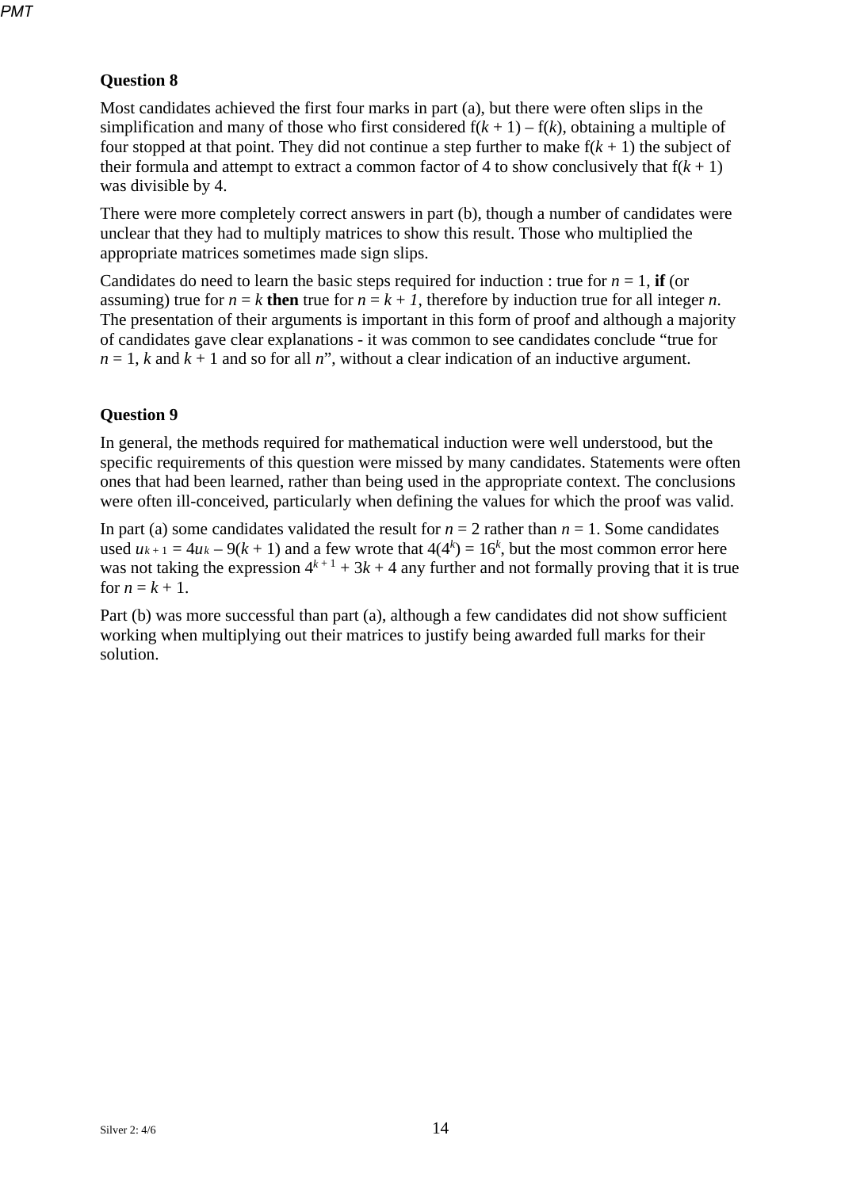### Question 8

Most candidates achieved the first four marks in part (a), but there were often slips in the simplification and many of those who first considered $f(k + 1) – f(k)$, obtaining a multiple of four stopped at that point. They did not continue a step further to make $f(k + 1)$ the subject of their formula and attempt to extract a common factor of 4 to show conclusively that $f(k + 1)$ was divisible by 4.

There were more completely correct answers in part (b), though a number of candidates were unclear that they had to multiply matrices to show this result. Those who multiplied the appropriate matrices sometimes made sign slips.

Candidates do need to learn the basic steps required for induction : true for $n = 1$, **if** (or assuming) true for $n = k$ **then** true for $n = k + 1$, therefore by induction true for all integer $n$. The presentation of their arguments is important in this form of proof and although a majority of candidates gave clear explanations - it was common to see candidates conclude "true for $n = 1$, $k$ and $k + 1$ and so for all $n$", without a clear indication of an inductive argument.

### Question 9

In general, the methods required for mathematical induction were well understood, but the specific requirements of this question were missed by many candidates. Statements were often ones that had been learned, rather than being used in the appropriate context. The conclusions were often ill-conceived, particularly when defining the values for which the proof was valid.

In part (a) some candidates validated the result for $n = 2$ rather than $n = 1$. Some candidates used $u_{k+1} = 4u_k – 9(k + 1)$ and a few wrote that $4(4^k) = 16^k$, but the most common error here was not taking the expression $4^{k+1} + 3k + 4$ any further and not formally proving that it is true for $n = k + 1$.

Part (b) was more successful than part (a), although a few candidates did not show sufficient working when multiplying out their matrices to justify being awarded full marks for their solution.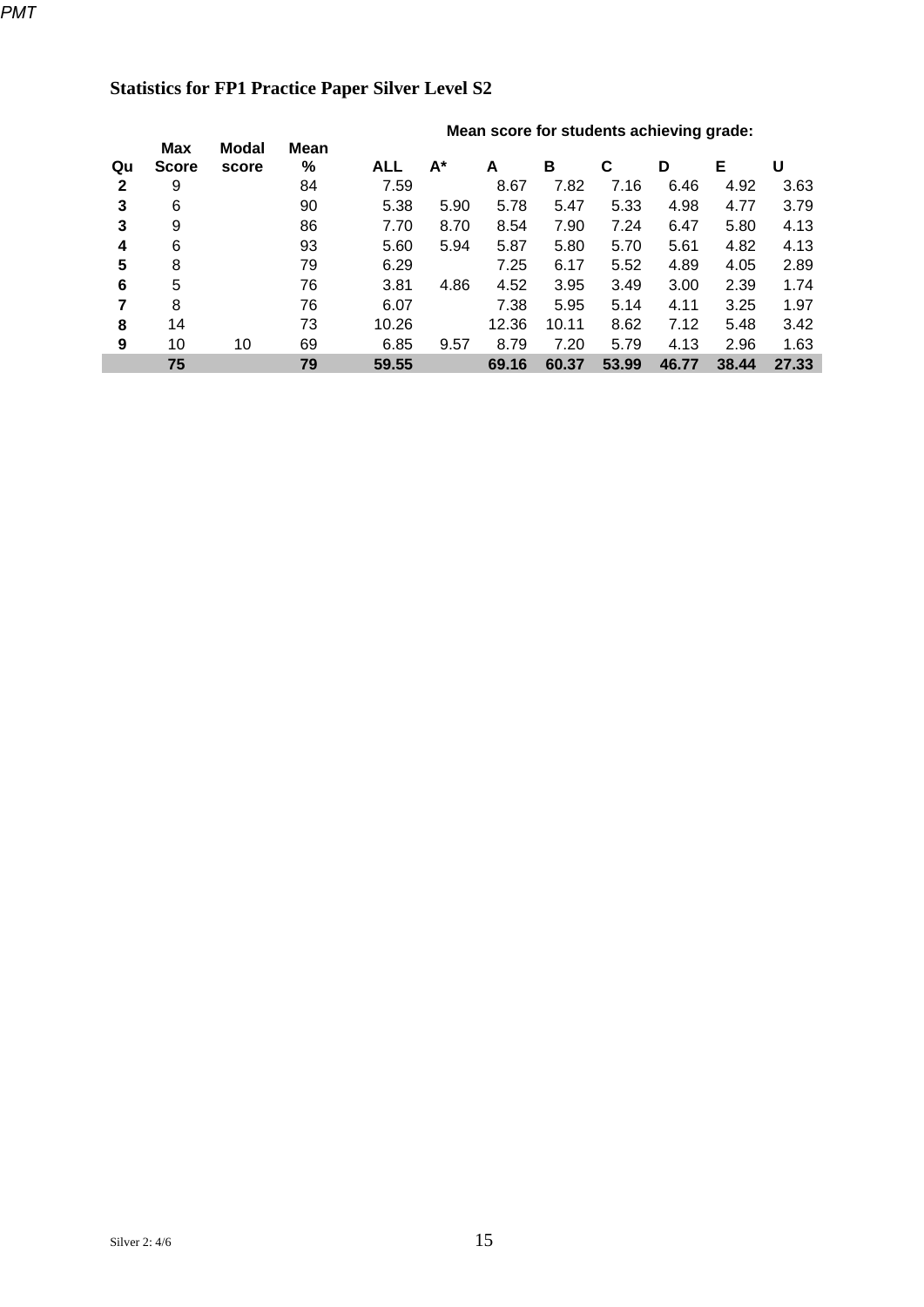### Statistics for FP1 Practice Paper Silver Level S2

| Qu | Max Score | Modal score | Mean % | Mean score for students achieving grade: | | | | | | | |
|---|---|---|---|---|---|---|---|---|---|---|---|
| | | | | ALL | A* | A | B | C | D | E | U |
| **2** | 9 | | 84 | 7.59 | | 8.67 | 7.82 | 7.16 | 6.46 | 4.92 | 3.63 |
| **3** | 6 | | 90 | 5.38 | 5.90 | 5.78 | 5.47 | 5.33 | 4.98 | 4.77 | 3.79 |
| **3** | 9 | | 86 | 7.70 | 8.70 | 8.54 | 7.90 | 7.24 | 6.47 | 5.80 | 4.13 |
| **4** | 6 | | 93 | 5.60 | 5.94 | 5.87 | 5.80 | 5.70 | 5.61 | 4.82 | 4.13 |
| **5** | 8 | | 79 | 6.29 | | 7.25 | 6.17 | 5.52 | 4.89 | 4.05 | 2.89 |
| **6** | 5 | | 76 | 3.81 | 4.86 | 4.52 | 3.95 | 3.49 | 3.00 | 2.39 | 1.74 |
| **7** | 8 | | 76 | 6.07 | | 7.38 | 5.95 | 5.14 | 4.11 | 3.25 | 1.97 |
| **8** | 14 | | 73 | 10.26 | | 12.36 | 10.11 | 8.62 | 7.12 | 5.48 | 3.42 |
| **9** | 10 | 10 | 69 | 6.85 | 9.57 | 8.79 | 7.20 | 5.79 | 4.13 | 2.96 | 1.63 |
| | **75** | | **79** | **59.55** | | **69.16** | **60.37** | **53.99** | **46.77** | **38.44** | **27.33** |